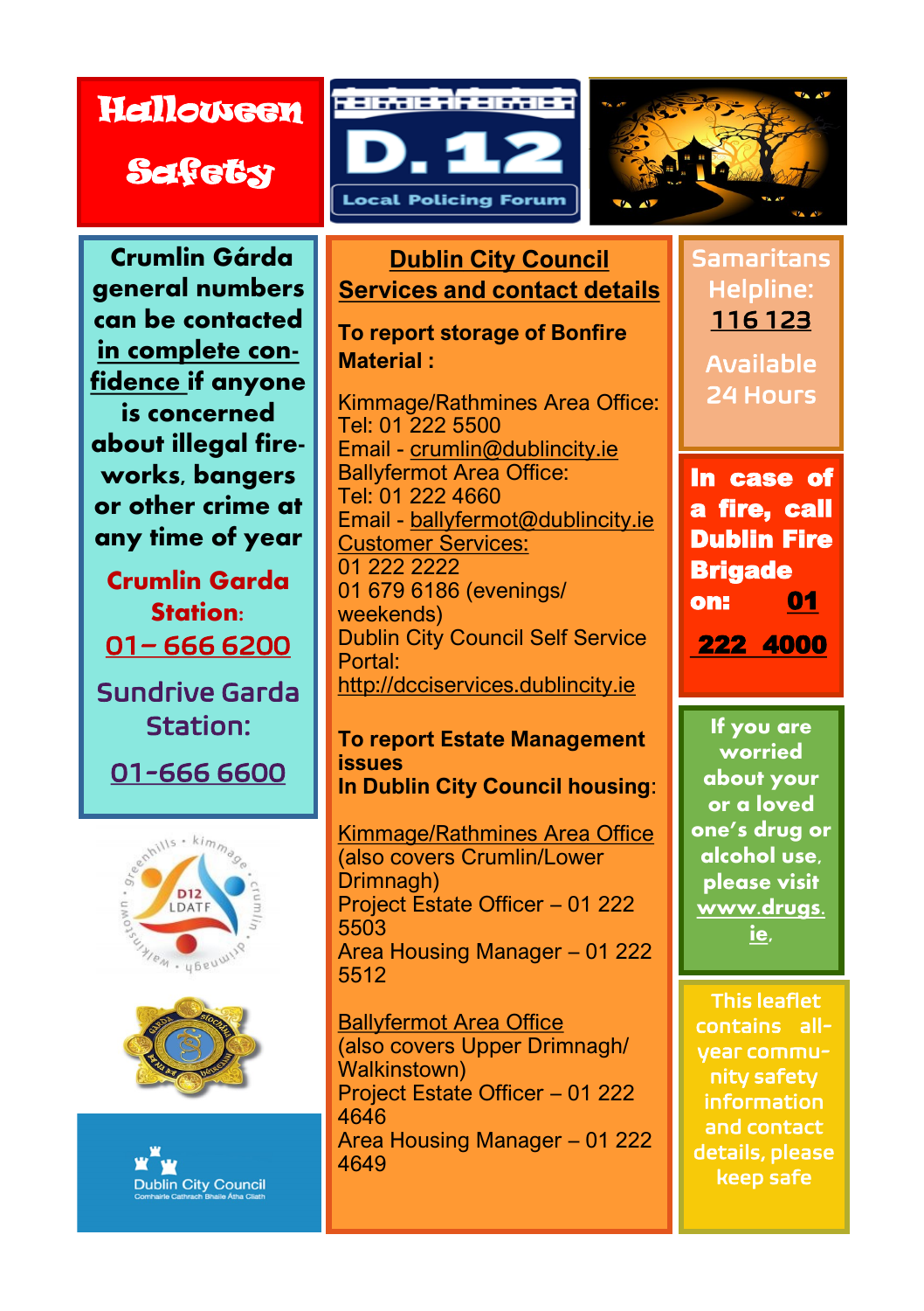# Halloween Safety

D.12 Local Policing Forum

**Crumlin Gárda general numbers can be contacted in complete confidence if anyone is concerned about illegal fireworks, bangers or other crime at any time of year**

**Crumlin Garda Station:** 01– 666 6200

**Sundrive Garda Station:** 01-666 6600

## Dublin City Council Services and contact details

**To report storage of Bonfire Material :**

Kimmage/Rathmines Area Office:
Tel: 01 222 5500
Email - crumlin@dublincity.ie
Ballyfermot Area Office:
Tel: 01 222 4660
Email - ballyfermot@dublincity.ie
Customer Services:
01 222 2222
01 679 6186 (evenings/weekends)
Dublin City Council Self Service Portal:
http://dcciservices.dublincity.ie

**To report Estate Management issues In Dublin City Council housing:**

Kimmage/Rathmines Area Office
(also covers Crumlin/Lower Drimnagh)
Project Estate Officer – 01 222 5503
Area Housing Manager – 01 222 5512

Ballyfermot Area Office
(also covers Upper Drimnagh/Walkinstown)
Project Estate Officer – 01 222 4646
Area Housing Manager – 01 222 4649

**Samaritans Helpline: 116 123**

**Available 24 Hours**

**In case of a fire, call Dublin Fire Brigade on: 01 222 4000**

**If you are worried about your or a loved one's drug or alcohol use, please visit www.drugs.ie.**

This leaflet contains all-year community safety information and contact details, please keep safe

D12 LDATF — greenhills • kimmage • crumlin • drimnagh • walkinstown

Dublin City Council
Comhairle Cathrach Bhaile Átha Cliath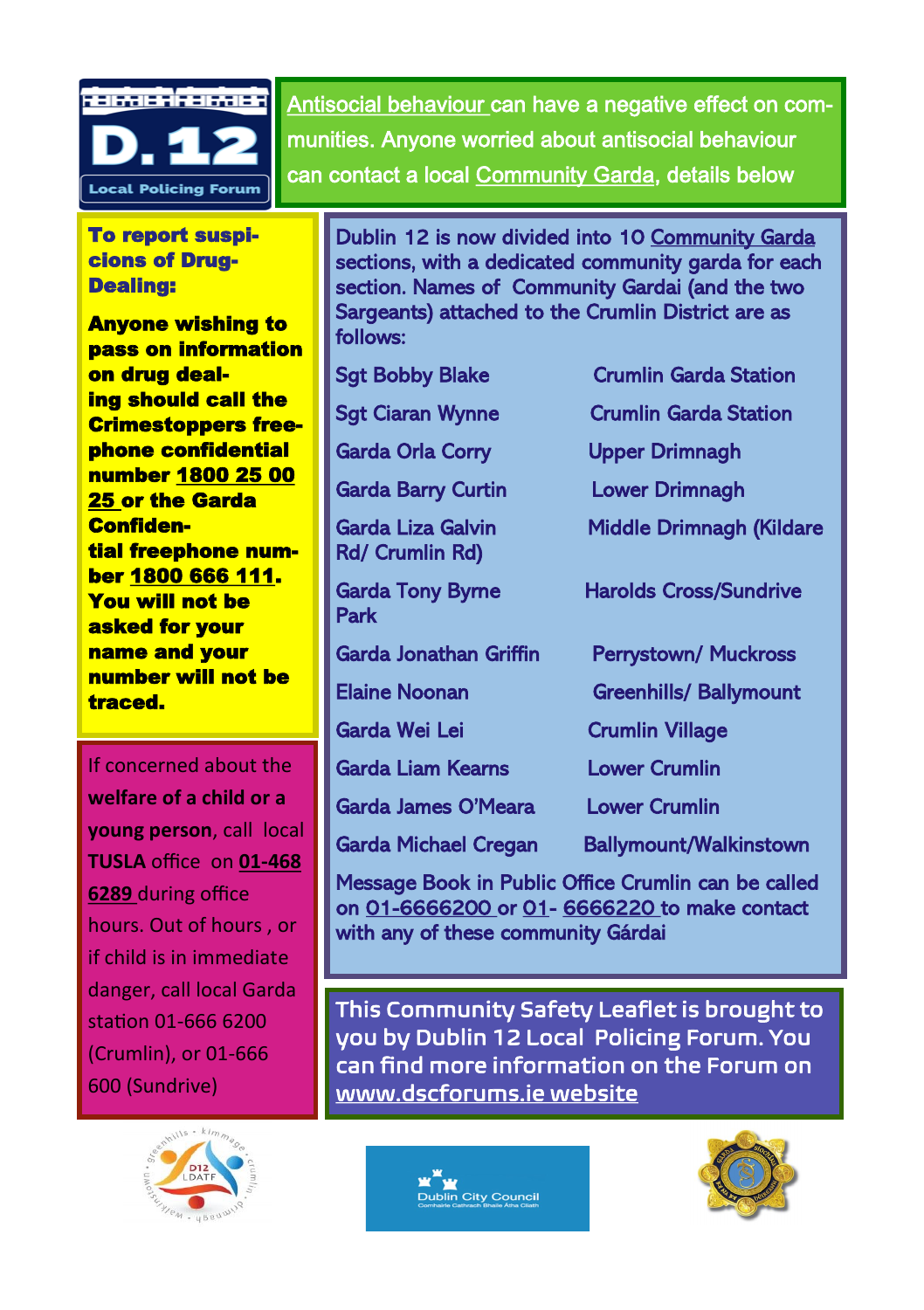D.12 Local Policing Forum

Antisocial behaviour can have a negative effect on communities. Anyone worried about antisocial behaviour can contact a local Community Garda, details below

**To report suspicions of Drug-Dealing:**

**Anyone wishing to pass on information on drug dealing should call the Crimestoppers freephone confidential number 1800 25 00 25 or the Garda Confidential freephone number 1800 666 111. You will not be asked for your name and your number will not be traced.**

If concerned about the **welfare of a child or a young person**, call local **TUSLA** office on **01-468 6289** during office hours. Out of hours , or if child is in immediate danger, call local Garda station 01-666 6200 (Crumlin), or 01-666 600 (Sundrive)

Dublin 12 is now divided into 10 Community Garda sections, with a dedicated community garda for each section. Names of Community Gardai (and the two Sargeants) attached to the Crumlin District are as follows:

| | |
|---|---|
| Sgt Bobby Blake | Crumlin Garda Station |
| Sgt Ciaran Wynne | Crumlin Garda Station |
| Garda Orla Corry | Upper Drimnagh |
| Garda Barry Curtin | Lower Drimnagh |
| Garda Liza Galvin | Middle Drimnagh (Kildare Rd/ Crumlin Rd) |
| Garda Tony Byrne | Harolds Cross/Sundrive Park |
| Garda Jonathan Griffin | Perrystown/ Muckross |
| Elaine Noonan | Greenhills/ Ballymount |
| Garda Wei Lei | Crumlin Village |
| Garda Liam Kearns | Lower Crumlin |
| Garda James O'Meara | Lower Crumlin |
| Garda Michael Cregan | Ballymount/Walkinstown |

Message Book in Public Office Crumlin can be called on 01-6666200 or 01- 6666220 to make contact with any of these community Gárdai

This Community Safety Leaflet is brought to you by Dublin 12 Local Policing Forum. You can find more information on the Forum on www.dscforums.ie website

Dublin City Council
Comhairle Cathrach Bhaile Átha Cliath